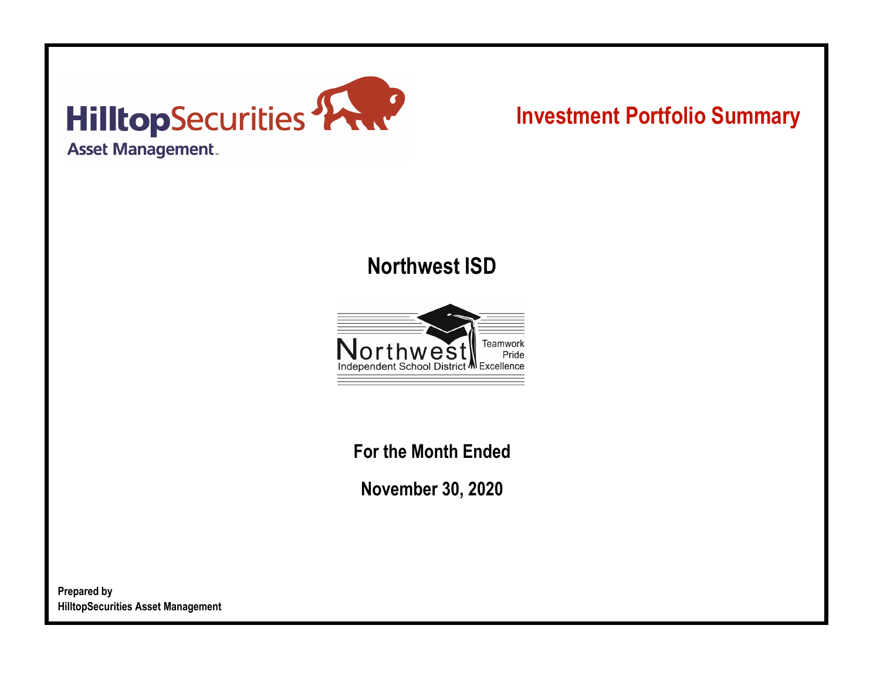HilltopSecurities
Asset Management

# Investment Portfolio Summary

## Northwest ISD

Northwest Independent School District
Teamwork
Pride
Excellence

### For the Month Ended

### November 30, 2020

**Prepared by**
**HilltopSecurities Asset Management**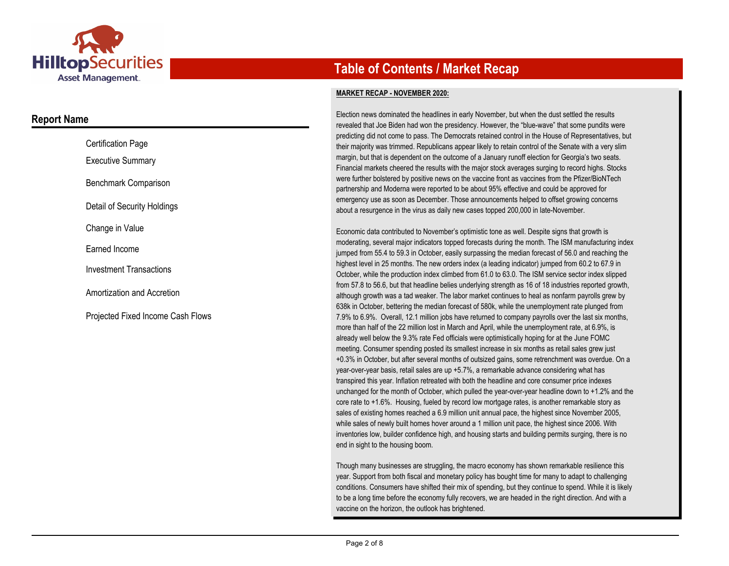# Table of Contents / Market Recap

## Report Name

- Certification Page
- Executive Summary
- Benchmark Comparison
- Detail of Security Holdings
- Change in Value
- Earned Income
- Investment Transactions
- Amortization and Accretion
- Projected Fixed Income Cash Flows

**MARKET RECAP - NOVEMBER 2020:**

Election news dominated the headlines in early November, but when the dust settled the results revealed that Joe Biden had won the presidency. However, the "blue-wave" that some pundits were predicting did not come to pass. The Democrats retained control in the House of Representatives, but their majority was trimmed. Republicans appear likely to retain control of the Senate with a very slim margin, but that is dependent on the outcome of a January runoff election for Georgia's two seats. Financial markets cheered the results with the major stock averages surging to record highs. Stocks were further bolstered by positive news on the vaccine front as vaccines from the Pfizer/BioNTech partnership and Moderna were reported to be about 95% effective and could be approved for emergency use as soon as December. Those announcements helped to offset growing concerns about a resurgence in the virus as daily new cases topped 200,000 in late-November.

Economic data contributed to November's optimistic tone as well. Despite signs that growth is moderating, several major indicators topped forecasts during the month. The ISM manufacturing index jumped from 55.4 to 59.3 in October, easily surpassing the median forecast of 56.0 and reaching the highest level in 25 months. The new orders index (a leading indicator) jumped from 60.2 to 67.9 in October, while the production index climbed from 61.0 to 63.0. The ISM service sector index slipped from 57.8 to 56.6, but that headline belies underlying strength as 16 of 18 industries reported growth, although growth was a tad weaker. The labor market continues to heal as nonfarm payrolls grew by 638k in October, bettering the median forecast of 580k, while the unemployment rate plunged from 7.9% to 6.9%. Overall, 12.1 million jobs have returned to company payrolls over the last six months, more than half of the 22 million lost in March and April, while the unemployment rate, at 6.9%, is already well below the 9.3% rate Fed officials were optimistically hoping for at the June FOMC meeting. Consumer spending posted its smallest increase in six months as retail sales grew just +0.3% in October, but after several months of outsized gains, some retrenchment was overdue. On a year-over-year basis, retail sales are up +5.7%, a remarkable advance considering what has transpired this year. Inflation retreated with both the headline and core consumer price indexes unchanged for the month of October, which pulled the year-over-year headline down to +1.2% and the core rate to +1.6%. Housing, fueled by record low mortgage rates, is another remarkable story as sales of existing homes reached a 6.9 million unit annual pace, the highest since November 2005, while sales of newly built homes hover around a 1 million unit pace, the highest since 2006. With inventories low, builder confidence high, and housing starts and building permits surging, there is no end in sight to the housing boom.

Though many businesses are struggling, the macro economy has shown remarkable resilience this year. Support from both fiscal and monetary policy has bought time for many to adapt to challenging conditions. Consumers have shifted their mix of spending, but they continue to spend. While it is likely to be a long time before the economy fully recovers, we are headed in the right direction. And with a vaccine on the horizon, the outlook has brightened.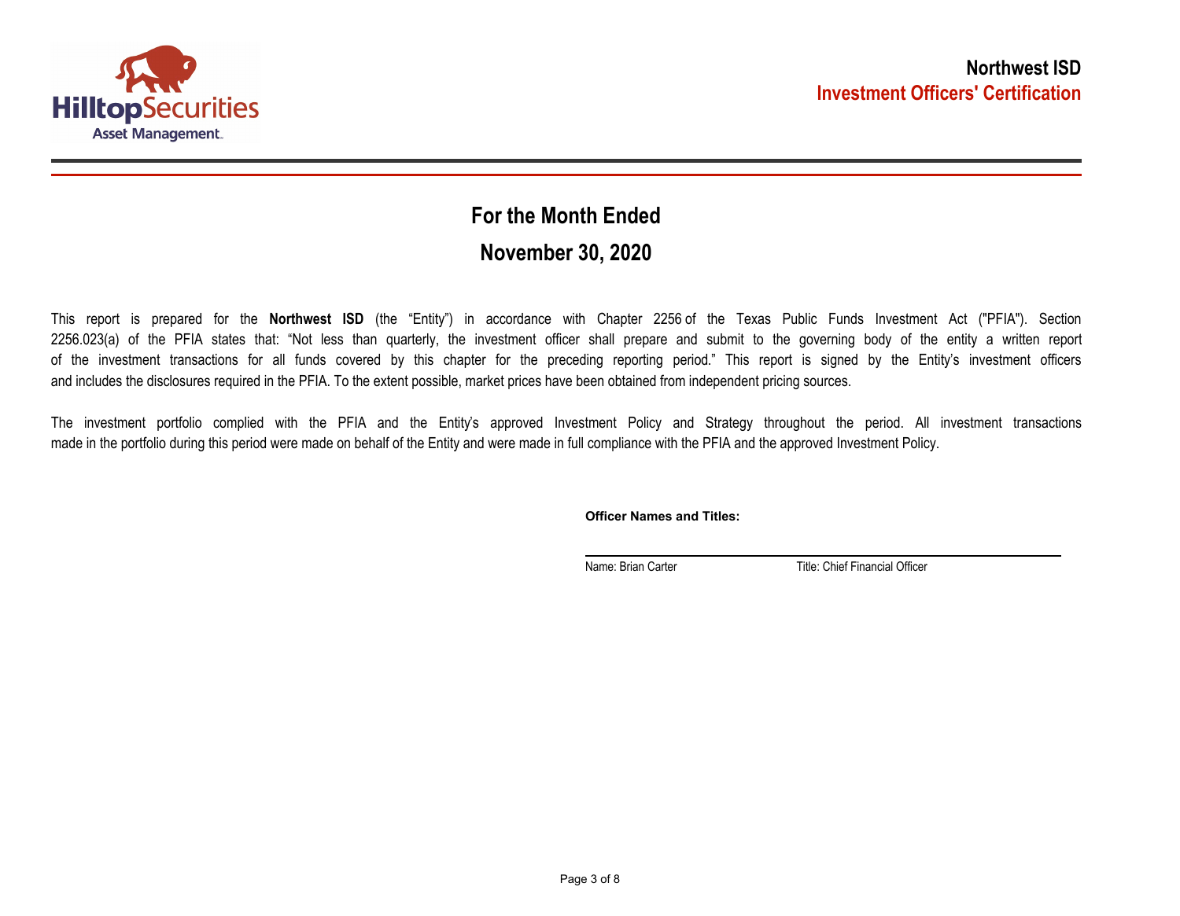**Northwest ISD**
**Investment Officers' Certification**

## For the Month Ended

## November 30, 2020

This report is prepared for the **Northwest ISD** (the “Entity”) in accordance with Chapter 2256 of the Texas Public Funds Investment Act ("PFIA"). Section 2256.023(a) of the PFIA states that: “Not less than quarterly, the investment officer shall prepare and submit to the governing body of the entity a written report of the investment transactions for all funds covered by this chapter for the preceding reporting period.” This report is signed by the Entity’s investment officers and includes the disclosures required in the PFIA. To the extent possible, market prices have been obtained from independent pricing sources.

The investment portfolio complied with the PFIA and the Entity’s approved Investment Policy and Strategy throughout the period. All investment transactions made in the portfolio during this period were made on behalf of the Entity and were made in full compliance with the PFIA and the approved Investment Policy.

**Officer Names and Titles:**

Name: Brian Carter　　　　Title: Chief Financial Officer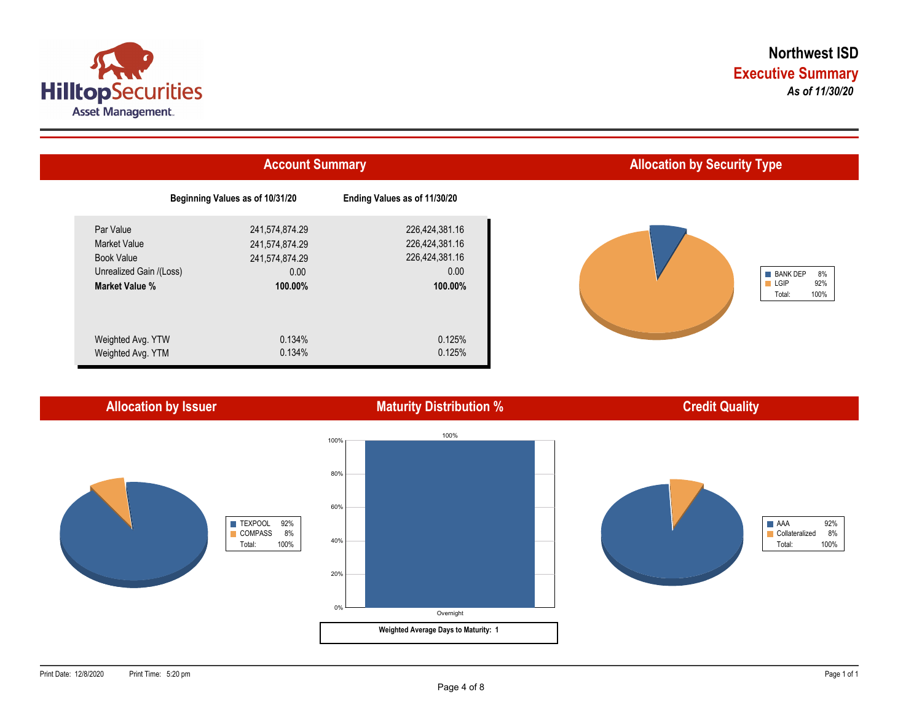Hilltop Securities Asset Management

# Northwest ISD

## Executive Summary

*As of 11/30/20*

## Account Summary

| | Beginning Values as of 10/31/20 | Ending Values as of 11/30/20 |
|---|---|---|
| Par Value | 241,574,874.29 | 226,424,381.16 |
| Market Value | 241,574,874.29 | 226,424,381.16 |
| Book Value | 241,574,874.29 | 226,424,381.16 |
| Unrealized Gain /(Loss) | 0.00 | 0.00 |
| **Market Value %** | **100.00%** | **100.00%** |
| Weighted Avg. YTW | 0.134% | 0.125% |
| Weighted Avg. YTM | 0.134% | 0.125% |

## Allocation by Security Type

| Type | % |
|---|---|
| BANK DEP | 8% |
| LGIP | 92% |
| Total: | 100% |

## Allocation by Issuer

| Issuer | % |
|---|---|
| TEXPOOL | 92% |
| COMPASS | 8% |
| Total: | 100% |

## Maturity Distribution %

| Maturity | % |
|---|---|
| Overnight | 100% |

**Weighted Average Days to Maturity: 1**

## Credit Quality

| Rating | % |
|---|---|
| AAA | 92% |
| Collateralized | 8% |
| Total: | 100% |

Print Date: 12/8/2020 Print Time: 5:20 pm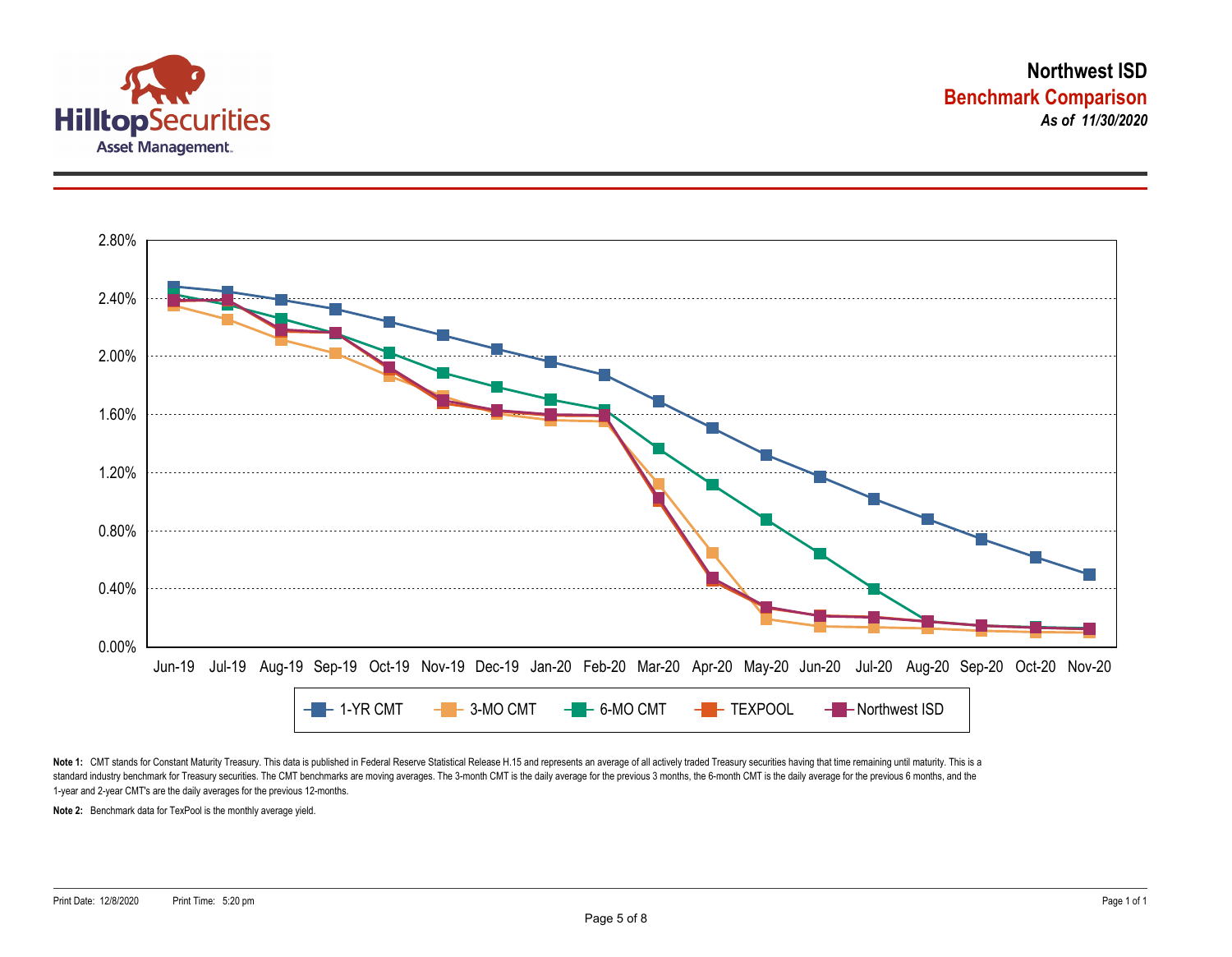HilltopSecurities Asset Management

# Northwest ISD

## Benchmark Comparison

*As of 11/30/2020*

1-YR CMT | 3-MO CMT | 6-MO CMT | TEXPOOL | Northwest ISD

Y-axis: 0.00%, 0.40%, 0.80%, 1.20%, 1.60%, 2.00%, 2.40%, 2.80%

X-axis: Jun-19, Jul-19, Aug-19, Sep-19, Oct-19, Nov-19, Dec-19, Jan-20, Feb-20, Mar-20, Apr-20, May-20, Jun-20, Jul-20, Aug-20, Sep-20, Oct-20, Nov-20

**Note 1:** CMT stands for Constant Maturity Treasury. This data is published in Federal Reserve Statistical Release H.15 and represents an average of all actively traded Treasury securities having that time remaining until maturity. This is a standard industry benchmark for Treasury securities. The CMT benchmarks are moving averages. The 3-month CMT is the daily average for the previous 3 months, the 6-month CMT is the daily average for the previous 6 months, and the 1-year and 2-year CMT's are the daily averages for the previous 12-months.

**Note 2:** Benchmark data for TexPool is the monthly average yield.

Print Date: 12/8/2020 Print Time: 5:20 pm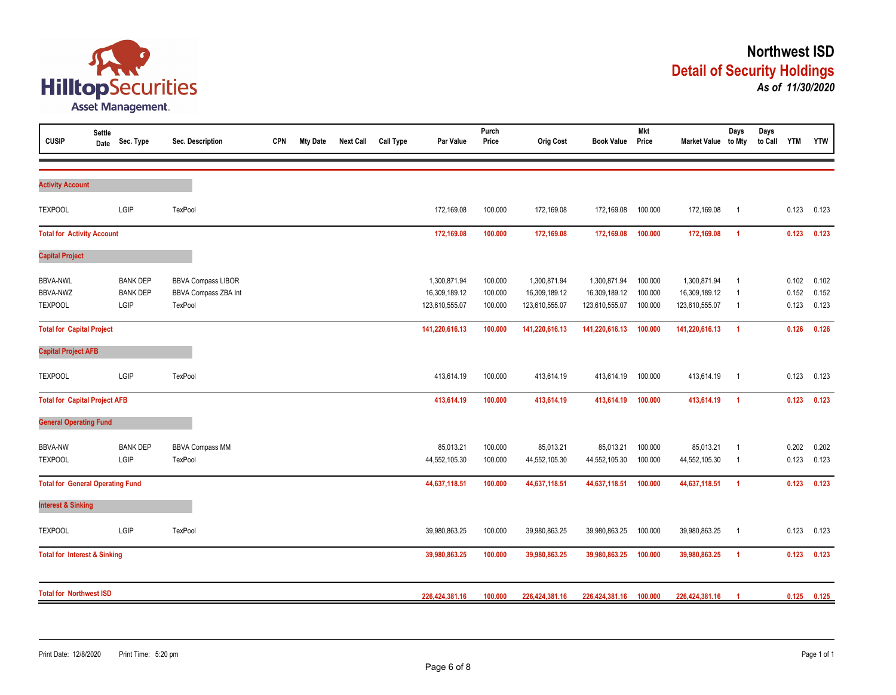# Northwest ISD

## Detail of Security Holdings

***As of 11/30/2020***

| CUSIP | Settle Date | Sec. Type | Sec. Description | CPN | Mty Date | Next Call | Call Type | Par Value | Purch Price | Orig Cost | Book Value | Mkt Price | Market Value | Days to Mty | Days to Call | YTM | YTW |
|---|---|---|---|---|---|---|---|---|---|---|---|---|---|---|---|---|---|
| **Activity Account** | | | | | | | | | | | | | | | | | |
| TEXPOOL | | LGIP | TexPool | | | | | 172,169.08 | 100.000 | 172,169.08 | 172,169.08 | 100.000 | 172,169.08 | 1 | | 0.123 | 0.123 |
| **Total for Activity Account** | | | | | | | | **172,169.08** | **100.000** | **172,169.08** | **172,169.08** | **100.000** | **172,169.08** | **1** | | **0.123** | **0.123** |
| **Capital Project** | | | | | | | | | | | | | | | | | |
| BBVA-NWL | | BANK DEP | BBVA Compass LIBOR | | | | | 1,300,871.94 | 100.000 | 1,300,871.94 | 1,300,871.94 | 100.000 | 1,300,871.94 | 1 | | 0.102 | 0.102 |
| BBVA-NWZ | | BANK DEP | BBVA Compass ZBA Int | | | | | 16,309,189.12 | 100.000 | 16,309,189.12 | 16,309,189.12 | 100.000 | 16,309,189.12 | 1 | | 0.152 | 0.152 |
| TEXPOOL | | LGIP | TexPool | | | | | 123,610,555.07 | 100.000 | 123,610,555.07 | 123,610,555.07 | 100.000 | 123,610,555.07 | 1 | | 0.123 | 0.123 |
| **Total for Capital Project** | | | | | | | | **141,220,616.13** | **100.000** | **141,220,616.13** | **141,220,616.13** | **100.000** | **141,220,616.13** | **1** | | **0.126** | **0.126** |
| **Capital Project AFB** | | | | | | | | | | | | | | | | | |
| TEXPOOL | | LGIP | TexPool | | | | | 413,614.19 | 100.000 | 413,614.19 | 413,614.19 | 100.000 | 413,614.19 | 1 | | 0.123 | 0.123 |
| **Total for Capital Project AFB** | | | | | | | | **413,614.19** | **100.000** | **413,614.19** | **413,614.19** | **100.000** | **413,614.19** | **1** | | **0.123** | **0.123** |
| **General Operating Fund** | | | | | | | | | | | | | | | | | |
| BBVA-NW | | BANK DEP | BBVA Compass MM | | | | | 85,013.21 | 100.000 | 85,013.21 | 85,013.21 | 100.000 | 85,013.21 | 1 | | 0.202 | 0.202 |
| TEXPOOL | | LGIP | TexPool | | | | | 44,552,105.30 | 100.000 | 44,552,105.30 | 44,552,105.30 | 100.000 | 44,552,105.30 | 1 | | 0.123 | 0.123 |
| **Total for General Operating Fund** | | | | | | | | **44,637,118.51** | **100.000** | **44,637,118.51** | **44,637,118.51** | **100.000** | **44,637,118.51** | **1** | | **0.123** | **0.123** |
| **Interest & Sinking** | | | | | | | | | | | | | | | | | |
| TEXPOOL | | LGIP | TexPool | | | | | 39,980,863.25 | 100.000 | 39,980,863.25 | 39,980,863.25 | 100.000 | 39,980,863.25 | 1 | | 0.123 | 0.123 |
| **Total for Interest & Sinking** | | | | | | | | **39,980,863.25** | **100.000** | **39,980,863.25** | **39,980,863.25** | **100.000** | **39,980,863.25** | **1** | | **0.123** | **0.123** |
| **Total for Northwest ISD** | | | | | | | | **226,424,381.16** | **100.000** | **226,424,381.16** | **226,424,381.16** | **100.000** | **226,424,381.16** | **1** | | **0.125** | **0.125** |

Print Date: 12/8/2020 Print Time: 5:20 pm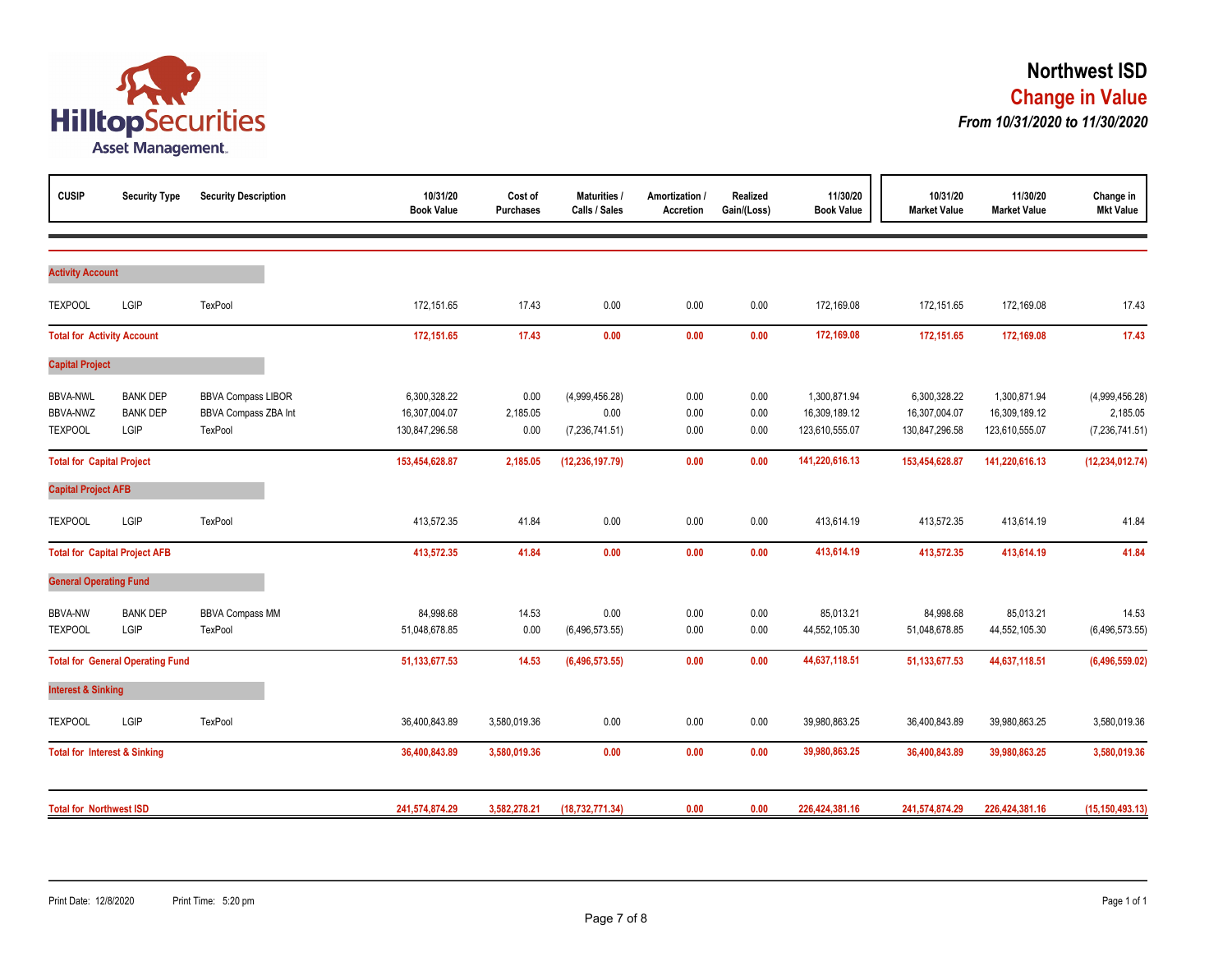# Northwest ISD

## Change in Value

### *From 10/31/2020 to 11/30/2020*

| CUSIP | Security Type | Security Description | 10/31/20 Book Value | Cost of Purchases | Maturities / Calls / Sales | Amortization / Accretion | Realized Gain/(Loss) | 11/30/20 Book Value | 10/31/20 Market Value | 11/30/20 Market Value | Change in Mkt Value |
|---|---|---|---|---|---|---|---|---|---|---|---|
| **Activity Account** | | | | | | | | | | | |
| TEXPOOL | LGIP | TexPool | 172,151.65 | 17.43 | 0.00 | 0.00 | 0.00 | 172,169.08 | 172,151.65 | 172,169.08 | 17.43 |
| **Total for Activity Account** | | | **172,151.65** | **17.43** | **0.00** | **0.00** | **0.00** | **172,169.08** | **172,151.65** | **172,169.08** | **17.43** |
| **Capital Project** | | | | | | | | | | | |
| BBVA-NWL | BANK DEP | BBVA Compass LIBOR | 6,300,328.22 | 0.00 | (4,999,456.28) | 0.00 | 0.00 | 1,300,871.94 | 6,300,328.22 | 1,300,871.94 | (4,999,456.28) |
| BBVA-NWZ | BANK DEP | BBVA Compass ZBA Int | 16,307,004.07 | 2,185.05 | 0.00 | 0.00 | 0.00 | 16,309,189.12 | 16,307,004.07 | 16,309,189.12 | 2,185.05 |
| TEXPOOL | LGIP | TexPool | 130,847,296.58 | 0.00 | (7,236,741.51) | 0.00 | 0.00 | 123,610,555.07 | 130,847,296.58 | 123,610,555.07 | (7,236,741.51) |
| **Total for Capital Project** | | | **153,454,628.87** | **2,185.05** | **(12,236,197.79)** | **0.00** | **0.00** | **141,220,616.13** | **153,454,628.87** | **141,220,616.13** | **(12,234,012.74)** |
| **Capital Project AFB** | | | | | | | | | | | |
| TEXPOOL | LGIP | TexPool | 413,572.35 | 41.84 | 0.00 | 0.00 | 0.00 | 413,614.19 | 413,572.35 | 413,614.19 | 41.84 |
| **Total for Capital Project AFB** | | | **413,572.35** | **41.84** | **0.00** | **0.00** | **0.00** | **413,614.19** | **413,572.35** | **413,614.19** | **41.84** |
| **General Operating Fund** | | | | | | | | | | | |
| BBVA-NW | BANK DEP | BBVA Compass MM | 84,998.68 | 14.53 | 0.00 | 0.00 | 0.00 | 85,013.21 | 84,998.68 | 85,013.21 | 14.53 |
| TEXPOOL | LGIP | TexPool | 51,048,678.85 | 0.00 | (6,496,573.55) | 0.00 | 0.00 | 44,552,105.30 | 51,048,678.85 | 44,552,105.30 | (6,496,573.55) |
| **Total for General Operating Fund** | | | **51,133,677.53** | **14.53** | **(6,496,573.55)** | **0.00** | **0.00** | **44,637,118.51** | **51,133,677.53** | **44,637,118.51** | **(6,496,559.02)** |
| **Interest & Sinking** | | | | | | | | | | | |
| TEXPOOL | LGIP | TexPool | 36,400,843.89 | 3,580,019.36 | 0.00 | 0.00 | 0.00 | 39,980,863.25 | 36,400,843.89 | 39,980,863.25 | 3,580,019.36 |
| **Total for Interest & Sinking** | | | **36,400,843.89** | **3,580,019.36** | **0.00** | **0.00** | **0.00** | **39,980,863.25** | **36,400,843.89** | **39,980,863.25** | **3,580,019.36** |
| **Total for Northwest ISD** | | | **241,574,874.29** | **3,582,278.21** | **(18,732,771.34)** | **0.00** | **0.00** | **226,424,381.16** | **241,574,874.29** | **226,424,381.16** | **(15,150,493.13)** |

Print Date: 12/8/2020 Print Time: 5:20 pm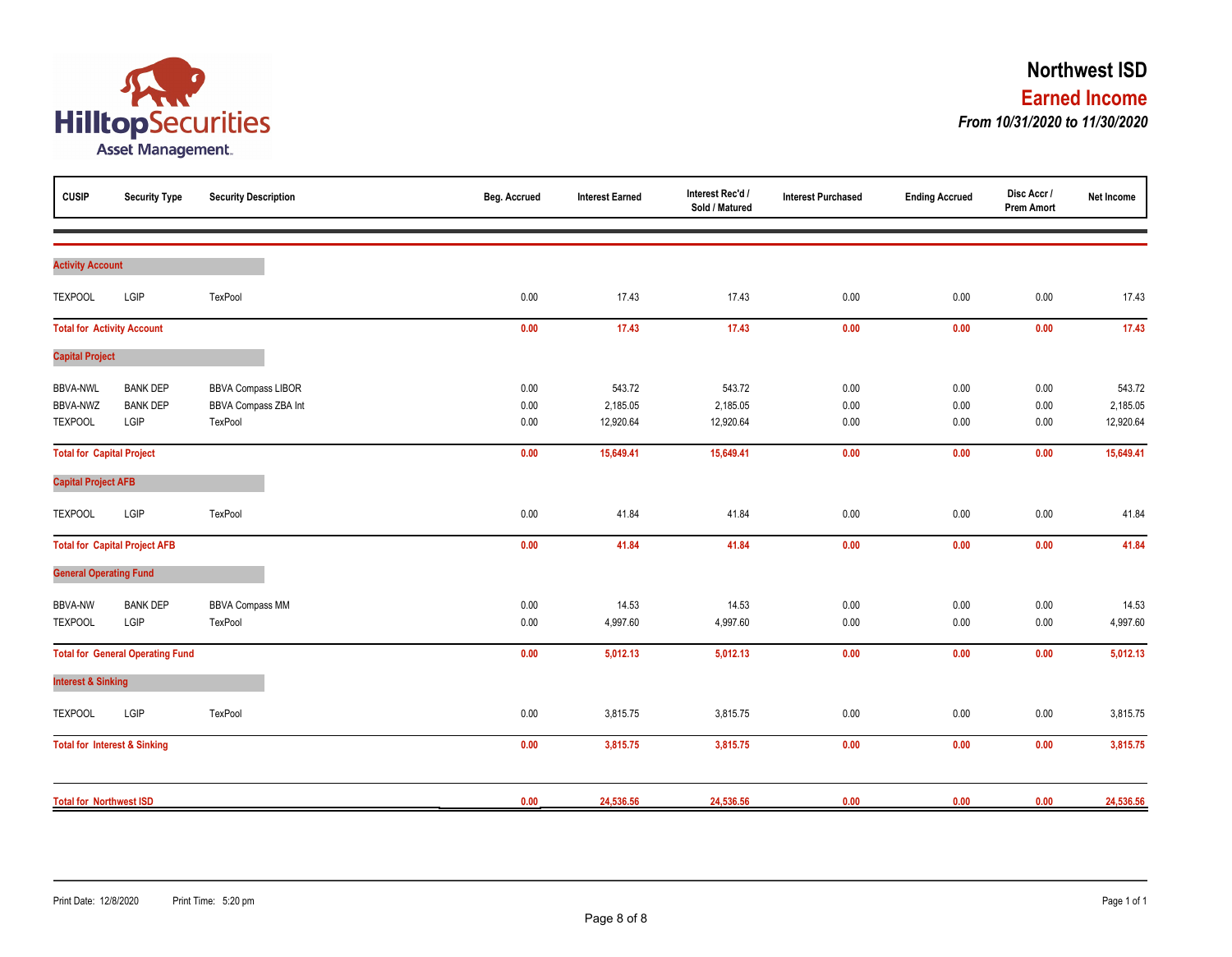# Northwest ISD

## Earned Income

***From 10/31/2020 to 11/30/2020***

| CUSIP | Security Type | Security Description | Beg. Accrued | Interest Earned | Interest Rec'd / Sold / Matured | Interest Purchased | Ending Accrued | Disc Accr / Prem Amort | Net Income |
|---|---|---|---|---|---|---|---|---|---|
| **Activity Account** | | | | | | | | | |
| TEXPOOL | LGIP | TexPool | 0.00 | 17.43 | 17.43 | 0.00 | 0.00 | 0.00 | 17.43 |
| **Total for Activity Account** | | | **0.00** | **17.43** | **17.43** | **0.00** | **0.00** | **0.00** | **17.43** |
| **Capital Project** | | | | | | | | | |
| BBVA-NWL | BANK DEP | BBVA Compass LIBOR | 0.00 | 543.72 | 543.72 | 0.00 | 0.00 | 0.00 | 543.72 |
| BBVA-NWZ | BANK DEP | BBVA Compass ZBA Int | 0.00 | 2,185.05 | 2,185.05 | 0.00 | 0.00 | 0.00 | 2,185.05 |
| TEXPOOL | LGIP | TexPool | 0.00 | 12,920.64 | 12,920.64 | 0.00 | 0.00 | 0.00 | 12,920.64 |
| **Total for Capital Project** | | | **0.00** | **15,649.41** | **15,649.41** | **0.00** | **0.00** | **0.00** | **15,649.41** |
| **Capital Project AFB** | | | | | | | | | |
| TEXPOOL | LGIP | TexPool | 0.00 | 41.84 | 41.84 | 0.00 | 0.00 | 0.00 | 41.84 |
| **Total for Capital Project AFB** | | | **0.00** | **41.84** | **41.84** | **0.00** | **0.00** | **0.00** | **41.84** |
| **General Operating Fund** | | | | | | | | | |
| BBVA-NW | BANK DEP | BBVA Compass MM | 0.00 | 14.53 | 14.53 | 0.00 | 0.00 | 0.00 | 14.53 |
| TEXPOOL | LGIP | TexPool | 0.00 | 4,997.60 | 4,997.60 | 0.00 | 0.00 | 0.00 | 4,997.60 |
| **Total for General Operating Fund** | | | **0.00** | **5,012.13** | **5,012.13** | **0.00** | **0.00** | **0.00** | **5,012.13** |
| **Interest & Sinking** | | | | | | | | | |
| TEXPOOL | LGIP | TexPool | 0.00 | 3,815.75 | 3,815.75 | 0.00 | 0.00 | 0.00 | 3,815.75 |
| **Total for Interest & Sinking** | | | **0.00** | **3,815.75** | **3,815.75** | **0.00** | **0.00** | **0.00** | **3,815.75** |
| **Total for Northwest ISD** | | | **0.00** | **24,536.56** | **24,536.56** | **0.00** | **0.00** | **0.00** | **24,536.56** |

Print Date: 12/8/2020 Print Time: 5:20 pm